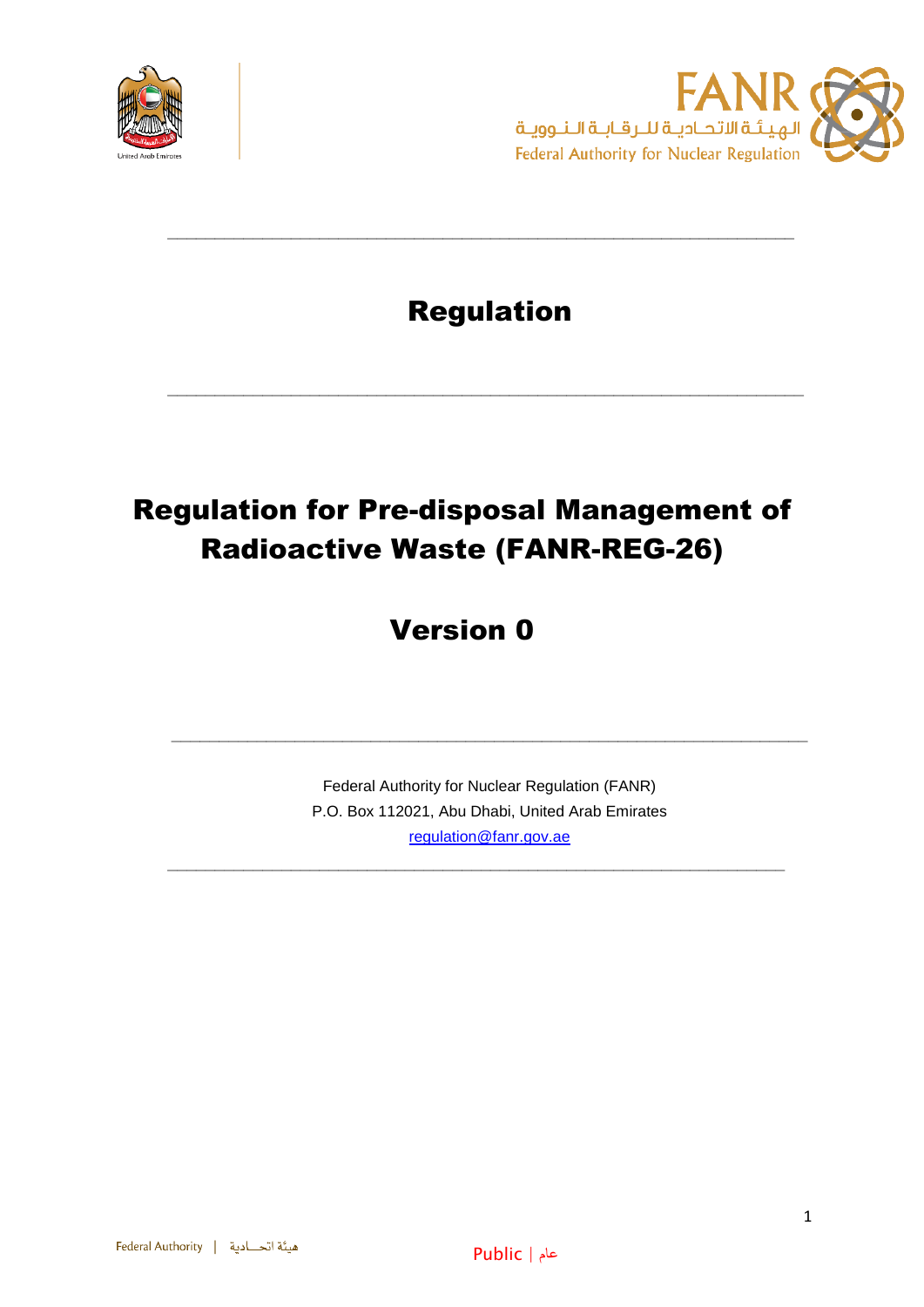# Regulation

# Regulation for Pre-disposal Management of Radioactive Waste (FANR-REG-26)

## Version 0

Federal Authority for Nuclear Regulation (FANR)
P.O. Box 112021, Abu Dhabi, United Arab Emirates
regulation@fanr.gov.ae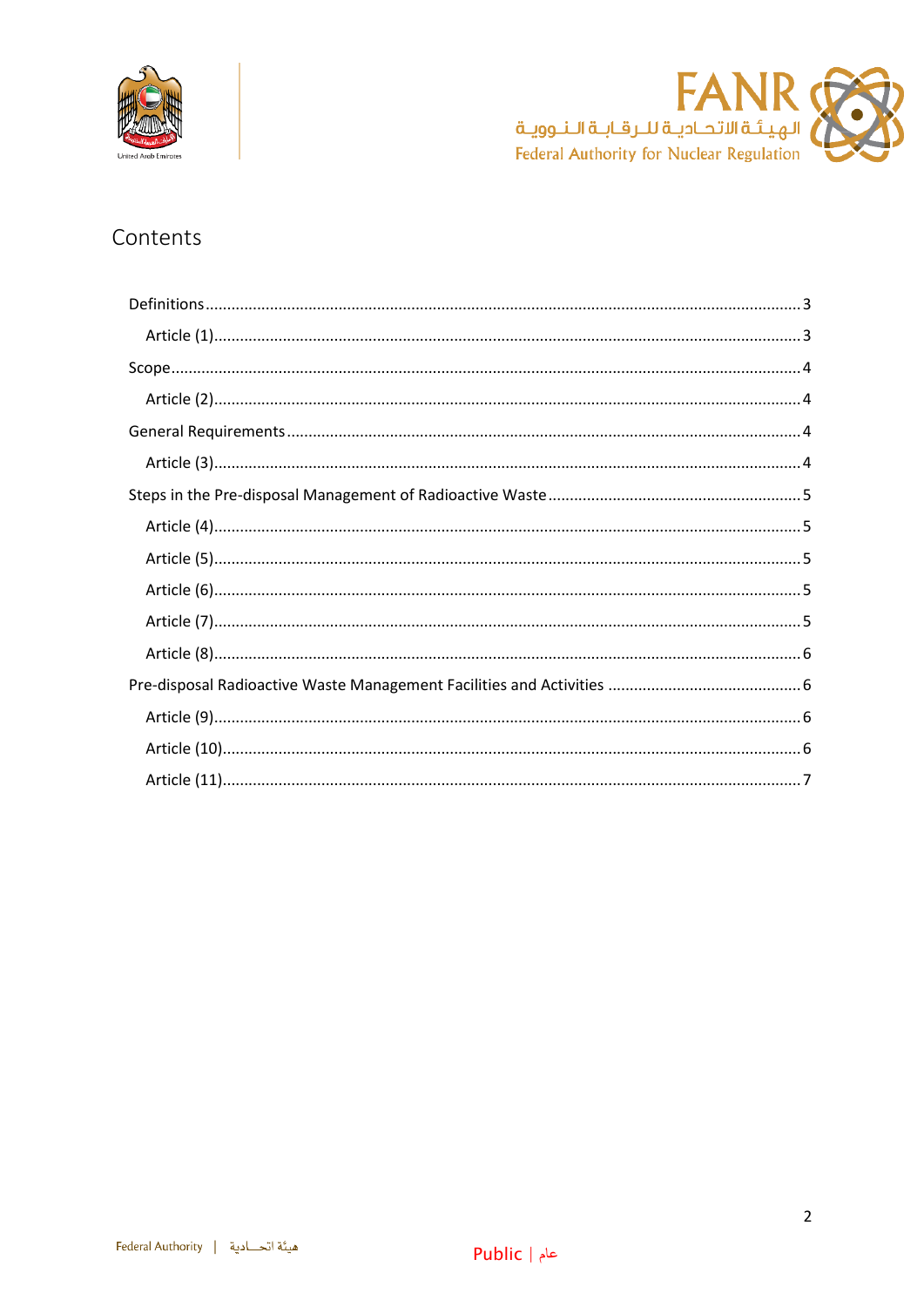# Contents

- Definitions ........ 3
  - Article (1) ........ 3
- Scope ........ 4
  - Article (2) ........ 4
- General Requirements ........ 4
  - Article (3) ........ 4
- Steps in the Pre-disposal Management of Radioactive Waste ........ 5
  - Article (4) ........ 5
  - Article (5) ........ 5
  - Article (6) ........ 5
  - Article (7) ........ 5
  - Article (8) ........ 6
- Pre-disposal Radioactive Waste Management Facilities and Activities ........ 6
  - Article (9) ........ 6
  - Article (10) ........ 6
  - Article (11) ........ 7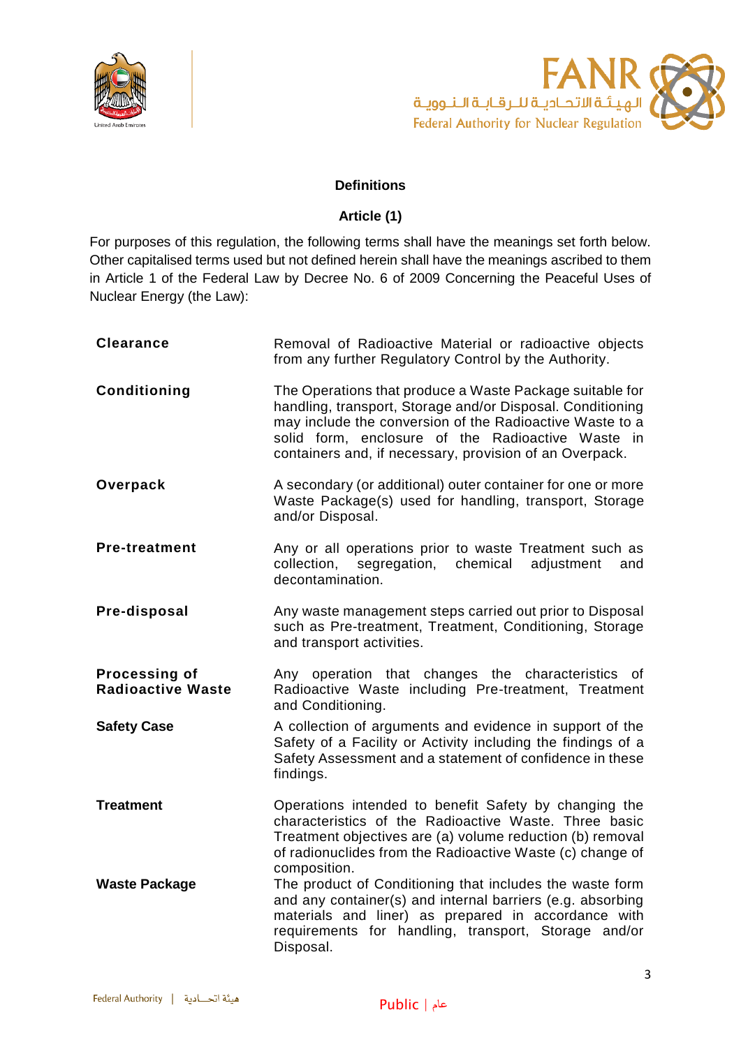## Definitions

### Article (1)

For purposes of this regulation, the following terms shall have the meanings set forth below. Other capitalised terms used but not defined herein shall have the meanings ascribed to them in Article 1 of the Federal Law by Decree No. 6 of 2009 Concerning the Peaceful Uses of Nuclear Energy (the Law):

| | |
|---|---|
| **Clearance** | Removal of Radioactive Material or radioactive objects from any further Regulatory Control by the Authority. |
| **Conditioning** | The Operations that produce a Waste Package suitable for handling, transport, Storage and/or Disposal. Conditioning may include the conversion of the Radioactive Waste to a solid form, enclosure of the Radioactive Waste in containers and, if necessary, provision of an Overpack. |
| **Overpack** | A secondary (or additional) outer container for one or more Waste Package(s) used for handling, transport, Storage and/or Disposal. |
| **Pre-treatment** | Any or all operations prior to waste Treatment such as collection, segregation, chemical adjustment and decontamination. |
| **Pre-disposal** | Any waste management steps carried out prior to Disposal such as Pre-treatment, Treatment, Conditioning, Storage and transport activities. |
| **Processing of Radioactive Waste** | Any operation that changes the characteristics of Radioactive Waste including Pre-treatment, Treatment and Conditioning. |
| **Safety Case** | A collection of arguments and evidence in support of the Safety of a Facility or Activity including the findings of a Safety Assessment and a statement of confidence in these findings. |
| **Treatment** | Operations intended to benefit Safety by changing the characteristics of the Radioactive Waste. Three basic Treatment objectives are (a) volume reduction (b) removal of radionuclides from the Radioactive Waste (c) change of composition. |
| **Waste Package** | The product of Conditioning that includes the waste form and any container(s) and internal barriers (e.g. absorbing materials and liner) as prepared in accordance with requirements for handling, transport, Storage and/or Disposal. |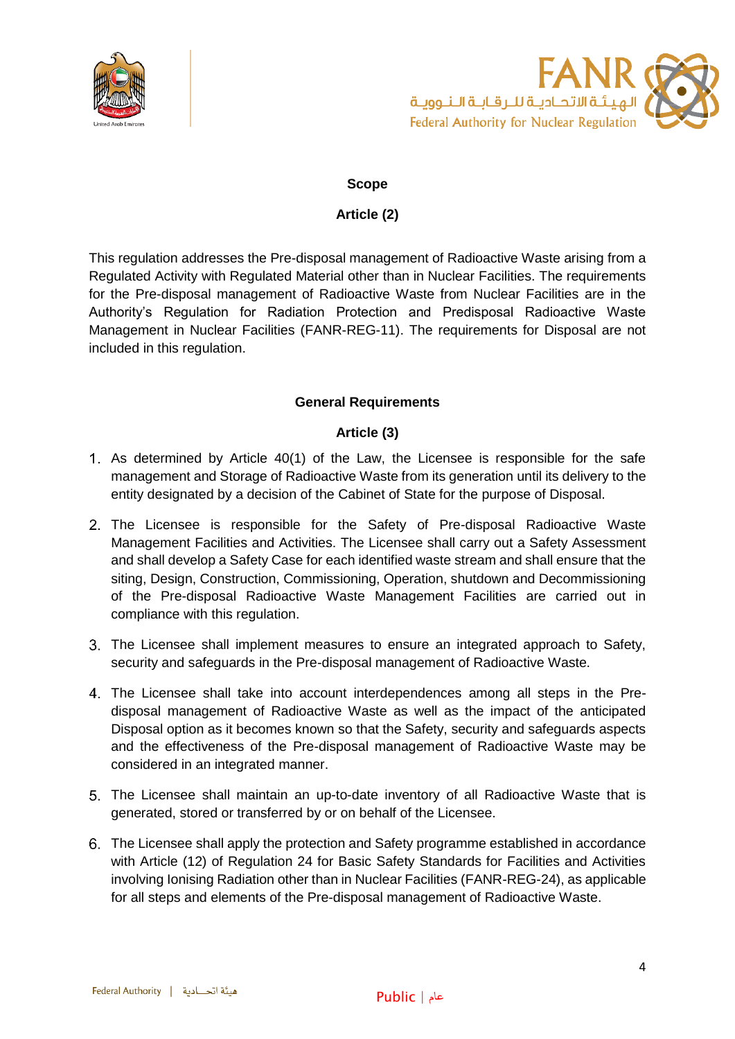**Scope**

**Article (2)**

This regulation addresses the Pre-disposal management of Radioactive Waste arising from a Regulated Activity with Regulated Material other than in Nuclear Facilities. The requirements for the Pre-disposal management of Radioactive Waste from Nuclear Facilities are in the Authority's Regulation for Radiation Protection and Predisposal Radioactive Waste Management in Nuclear Facilities (FANR-REG-11). The requirements for Disposal are not included in this regulation.

**General Requirements**

**Article (3)**

1. As determined by Article 40(1) of the Law, the Licensee is responsible for the safe management and Storage of Radioactive Waste from its generation until its delivery to the entity designated by a decision of the Cabinet of State for the purpose of Disposal.
2. The Licensee is responsible for the Safety of Pre-disposal Radioactive Waste Management Facilities and Activities. The Licensee shall carry out a Safety Assessment and shall develop a Safety Case for each identified waste stream and shall ensure that the siting, Design, Construction, Commissioning, Operation, shutdown and Decommissioning of the Pre-disposal Radioactive Waste Management Facilities are carried out in compliance with this regulation.
3. The Licensee shall implement measures to ensure an integrated approach to Safety, security and safeguards in the Pre-disposal management of Radioactive Waste.
4. The Licensee shall take into account interdependences among all steps in the Pre-disposal management of Radioactive Waste as well as the impact of the anticipated Disposal option as it becomes known so that the Safety, security and safeguards aspects and the effectiveness of the Pre-disposal management of Radioactive Waste may be considered in an integrated manner.
5. The Licensee shall maintain an up-to-date inventory of all Radioactive Waste that is generated, stored or transferred by or on behalf of the Licensee.
6. The Licensee shall apply the protection and Safety programme established in accordance with Article (12) of Regulation 24 for Basic Safety Standards for Facilities and Activities involving Ionising Radiation other than in Nuclear Facilities (FANR-REG-24), as applicable for all steps and elements of the Pre-disposal management of Radioactive Waste.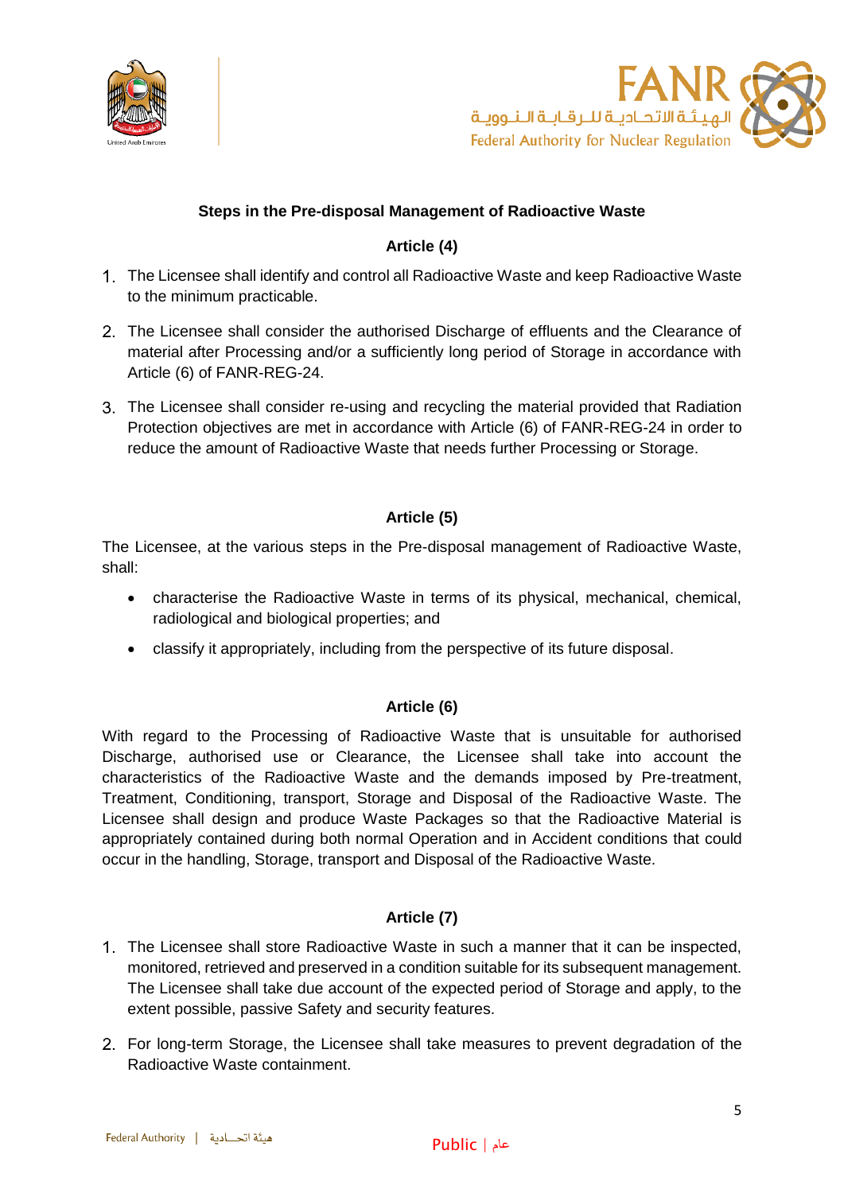## Steps in the Pre-disposal Management of Radioactive Waste

### Article (4)

1. The Licensee shall identify and control all Radioactive Waste and keep Radioactive Waste to the minimum practicable.
2. The Licensee shall consider the authorised Discharge of effluents and the Clearance of material after Processing and/or a sufficiently long period of Storage in accordance with Article (6) of FANR-REG-24.
3. The Licensee shall consider re-using and recycling the material provided that Radiation Protection objectives are met in accordance with Article (6) of FANR-REG-24 in order to reduce the amount of Radioactive Waste that needs further Processing or Storage.

### Article (5)

The Licensee, at the various steps in the Pre-disposal management of Radioactive Waste, shall:

- characterise the Radioactive Waste in terms of its physical, mechanical, chemical, radiological and biological properties; and
- classify it appropriately, including from the perspective of its future disposal.

### Article (6)

With regard to the Processing of Radioactive Waste that is unsuitable for authorised Discharge, authorised use or Clearance, the Licensee shall take into account the characteristics of the Radioactive Waste and the demands imposed by Pre-treatment, Treatment, Conditioning, transport, Storage and Disposal of the Radioactive Waste. The Licensee shall design and produce Waste Packages so that the Radioactive Material is appropriately contained during both normal Operation and in Accident conditions that could occur in the handling, Storage, transport and Disposal of the Radioactive Waste.

### Article (7)

1. The Licensee shall store Radioactive Waste in such a manner that it can be inspected, monitored, retrieved and preserved in a condition suitable for its subsequent management. The Licensee shall take due account of the expected period of Storage and apply, to the extent possible, passive Safety and security features.
2. For long-term Storage, the Licensee shall take measures to prevent degradation of the Radioactive Waste containment.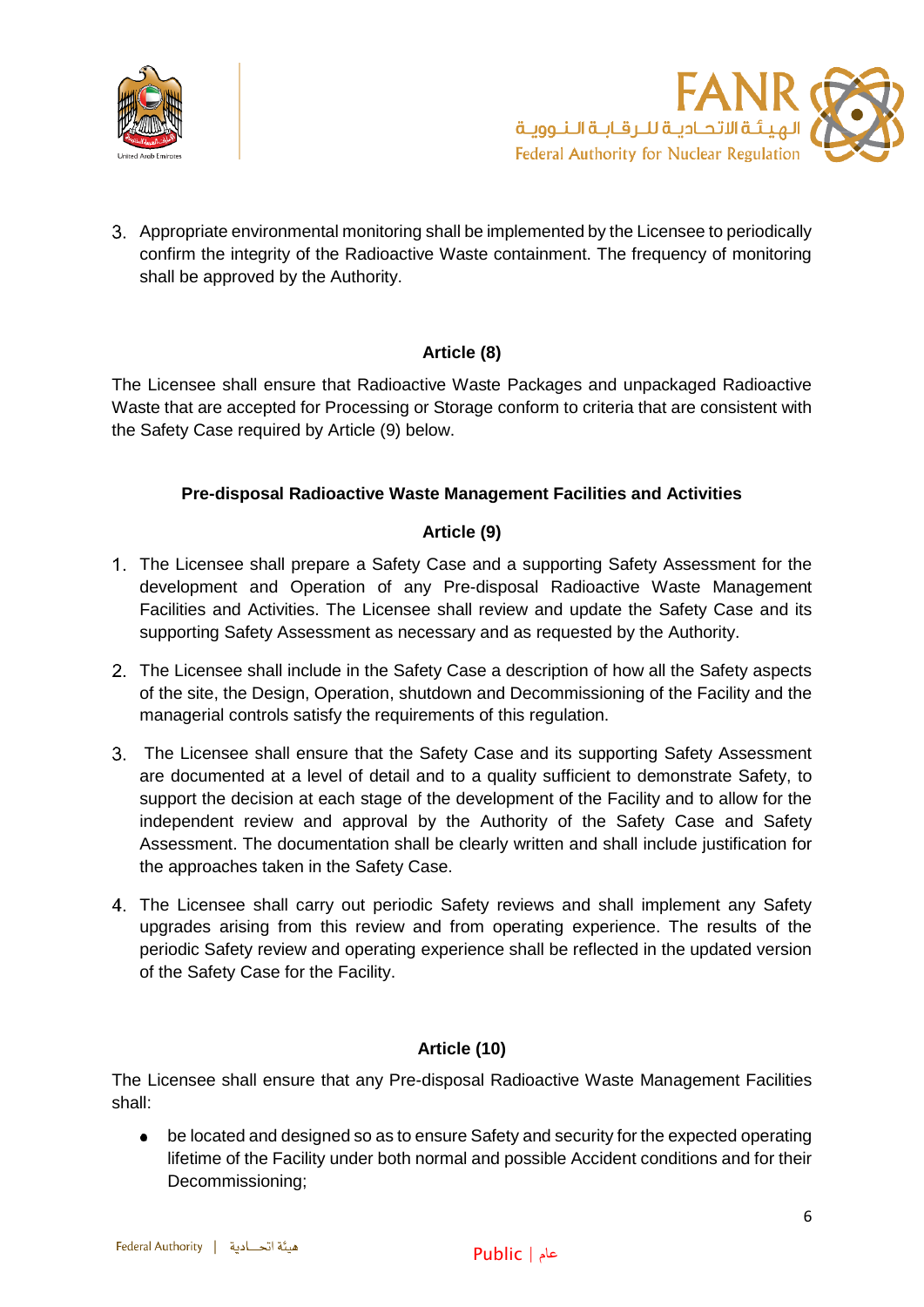3. Appropriate environmental monitoring shall be implemented by the Licensee to periodically confirm the integrity of the Radioactive Waste containment. The frequency of monitoring shall be approved by the Authority.

**Article (8)**

The Licensee shall ensure that Radioactive Waste Packages and unpackaged Radioactive Waste that are accepted for Processing or Storage conform to criteria that are consistent with the Safety Case required by Article (9) below.

## Pre-disposal Radioactive Waste Management Facilities and Activities

**Article (9)**

1. The Licensee shall prepare a Safety Case and a supporting Safety Assessment for the development and Operation of any Pre-disposal Radioactive Waste Management Facilities and Activities. The Licensee shall review and update the Safety Case and its supporting Safety Assessment as necessary and as requested by the Authority.

2. The Licensee shall include in the Safety Case a description of how all the Safety aspects of the site, the Design, Operation, shutdown and Decommissioning of the Facility and the managerial controls satisfy the requirements of this regulation.

3. The Licensee shall ensure that the Safety Case and its supporting Safety Assessment are documented at a level of detail and to a quality sufficient to demonstrate Safety, to support the decision at each stage of the development of the Facility and to allow for the independent review and approval by the Authority of the Safety Case and Safety Assessment. The documentation shall be clearly written and shall include justification for the approaches taken in the Safety Case.

4. The Licensee shall carry out periodic Safety reviews and shall implement any Safety upgrades arising from this review and from operating experience. The results of the periodic Safety review and operating experience shall be reflected in the updated version of the Safety Case for the Facility.

**Article (10)**

The Licensee shall ensure that any Pre-disposal Radioactive Waste Management Facilities shall:

- be located and designed so as to ensure Safety and security for the expected operating lifetime of the Facility under both normal and possible Accident conditions and for their Decommissioning;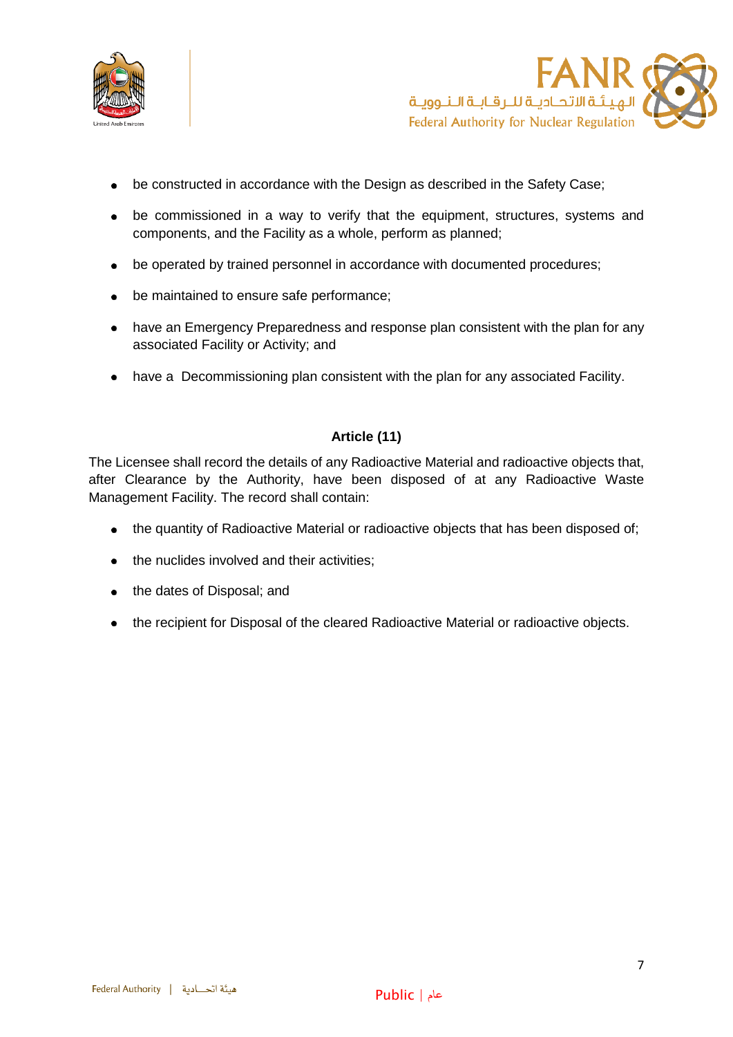- be constructed in accordance with the Design as described in the Safety Case;
- be commissioned in a way to verify that the equipment, structures, systems and components, and the Facility as a whole, perform as planned;
- be operated by trained personnel in accordance with documented procedures;
- be maintained to ensure safe performance;
- have an Emergency Preparedness and response plan consistent with the plan for any associated Facility or Activity; and
- have a Decommissioning plan consistent with the plan for any associated Facility.

## Article (11)

The Licensee shall record the details of any Radioactive Material and radioactive objects that, after Clearance by the Authority, have been disposed of at any Radioactive Waste Management Facility. The record shall contain:

- the quantity of Radioactive Material or radioactive objects that has been disposed of;
- the nuclides involved and their activities;
- the dates of Disposal; and
- the recipient for Disposal of the cleared Radioactive Material or radioactive objects.